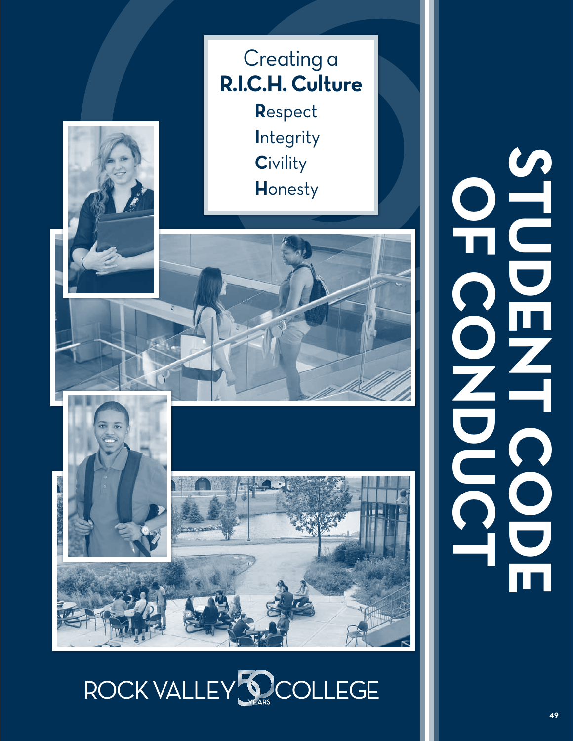# STUDENT CODE OF CONDUCT

Creating a
**R.I.C.H. Culture**

**R**espect
**I**ntegrity
**C**ivility
**H**onesty

ROCK VALLEY COLLEGE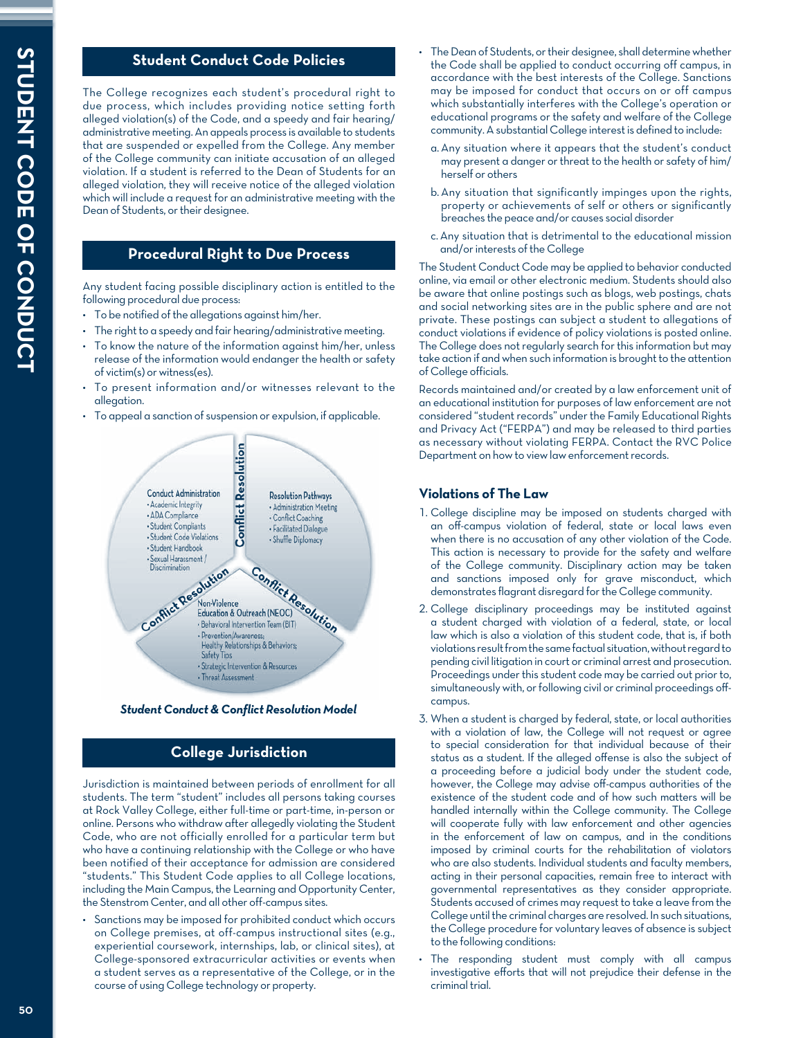## Student Conduct Code Policies

The College recognizes each student's procedural right to due process, which includes providing notice setting forth alleged violation(s) of the Code, and a speedy and fair hearing/administrative meeting. An appeals process is available to students that are suspended or expelled from the College. Any member of the College community can initiate accusation of an alleged violation. If a student is referred to the Dean of Students for an alleged violation, they will receive notice of the alleged violation which will include a request for an administrative meeting with the Dean of Students, or their designee.

## Procedural Right to Due Process

Any student facing possible disciplinary action is entitled to the following procedural due process:

- To be notified of the allegations against him/her.
- The right to a speedy and fair hearing/administrative meeting.
- To know the nature of the information against him/her, unless release of the information would endanger the health or safety of victim(s) or witness(es).
- To present information and/or witnesses relevant to the allegation.
- To appeal a sanction of suspension or expulsion, if applicable.

Conflict Resolution

Conduct Administration
- Academic Integrity
- ADA Compliance
- Student Complaints
- Student Code Violations
- Student Handbook
- Sexual Harassment / Discrimination

Resolution Pathways
- Administration Meeting
- Conflict Coaching
- Facilitated Dialogue
- Shuffle Diplomacy

Non-Violence Education & Outreach (NEOC)
- Behavioral Intervention Team (BIT)
- Prevention/Awareness; Healthy Relationships & Behaviors; Safety Tips
- Strategic Intervention & Resources
- Threat Assessment

***Student Conduct & Conflict Resolution Model***

## College Jurisdiction

Jurisdiction is maintained between periods of enrollment for all students. The term "student" includes all persons taking courses at Rock Valley College, either full-time or part-time, in-person or online. Persons who withdraw after allegedly violating the Student Code, who are not officially enrolled for a particular term but who have a continuing relationship with the College or who have been notified of their acceptance for admission are considered "students." This Student Code applies to all College locations, including the Main Campus, the Learning and Opportunity Center, the Stenstrom Center, and all other off-campus sites.

- Sanctions may be imposed for prohibited conduct which occurs on College premises, at off-campus instructional sites (e.g., experiential coursework, internships, lab, or clinical sites), at College-sponsored extracurricular activities or events when a student serves as a representative of the College, or in the course of using College technology or property.
- The Dean of Students, or their designee, shall determine whether the Code shall be applied to conduct occurring off campus, in accordance with the best interests of the College. Sanctions may be imposed for conduct that occurs on or off campus which substantially interferes with the College's operation or educational programs or the safety and welfare of the College community. A substantial College interest is defined to include:
  a. Any situation where it appears that the student's conduct may present a danger or threat to the health or safety of him/herself or others
  b. Any situation that significantly impinges upon the rights, property or achievements of self or others or significantly breaches the peace and/or causes social disorder
  c. Any situation that is detrimental to the educational mission and/or interests of the College

The Student Conduct Code may be applied to behavior conducted online, via email or other electronic medium. Students should also be aware that online postings such as blogs, web postings, chats and social networking sites are in the public sphere and are not private. These postings can subject a student to allegations of conduct violations if evidence of policy violations is posted online. The College does not regularly search for this information but may take action if and when such information is brought to the attention of College officials.

Records maintained and/or created by a law enforcement unit of an educational institution for purposes of law enforcement are not considered "student records" under the Family Educational Rights and Privacy Act ("FERPA") and may be released to third parties as necessary without violating FERPA. Contact the RVC Police Department on how to view law enforcement records.

### Violations of The Law

1. College discipline may be imposed on students charged with an off-campus violation of federal, state or local laws even when there is no accusation of any other violation of the Code. This action is necessary to provide for the safety and welfare of the College community. Disciplinary action may be taken and sanctions imposed only for grave misconduct, which demonstrates flagrant disregard for the College community.
2. College disciplinary proceedings may be instituted against a student charged with violation of a federal, state, or local law which is also a violation of this student code, that is, if both violations result from the same factual situation, without regard to pending civil litigation in court or criminal arrest and prosecution. Proceedings under this student code may be carried out prior to, simultaneously with, or following civil or criminal proceedings off-campus.
3. When a student is charged by federal, state, or local authorities with a violation of law, the College will not request or agree to special consideration for that individual because of their status as a student. If the alleged offense is also the subject of a proceeding before a judicial body under the student code, however, the College may advise off-campus authorities of the existence of the student code and of how such matters will be handled internally within the College community. The College will cooperate fully with law enforcement and other agencies in the enforcement of law on campus, and in the conditions imposed by criminal courts for the rehabilitation of violators who are also students. Individual students and faculty members, acting in their personal capacities, remain free to interact with governmental representatives as they consider appropriate. Students accused of crimes may request to take a leave from the College until the criminal charges are resolved. In such situations, the College procedure for voluntary leaves of absence is subject to the following conditions:

- The responding student must comply with all campus investigative efforts that will not prejudice their defense in the criminal trial.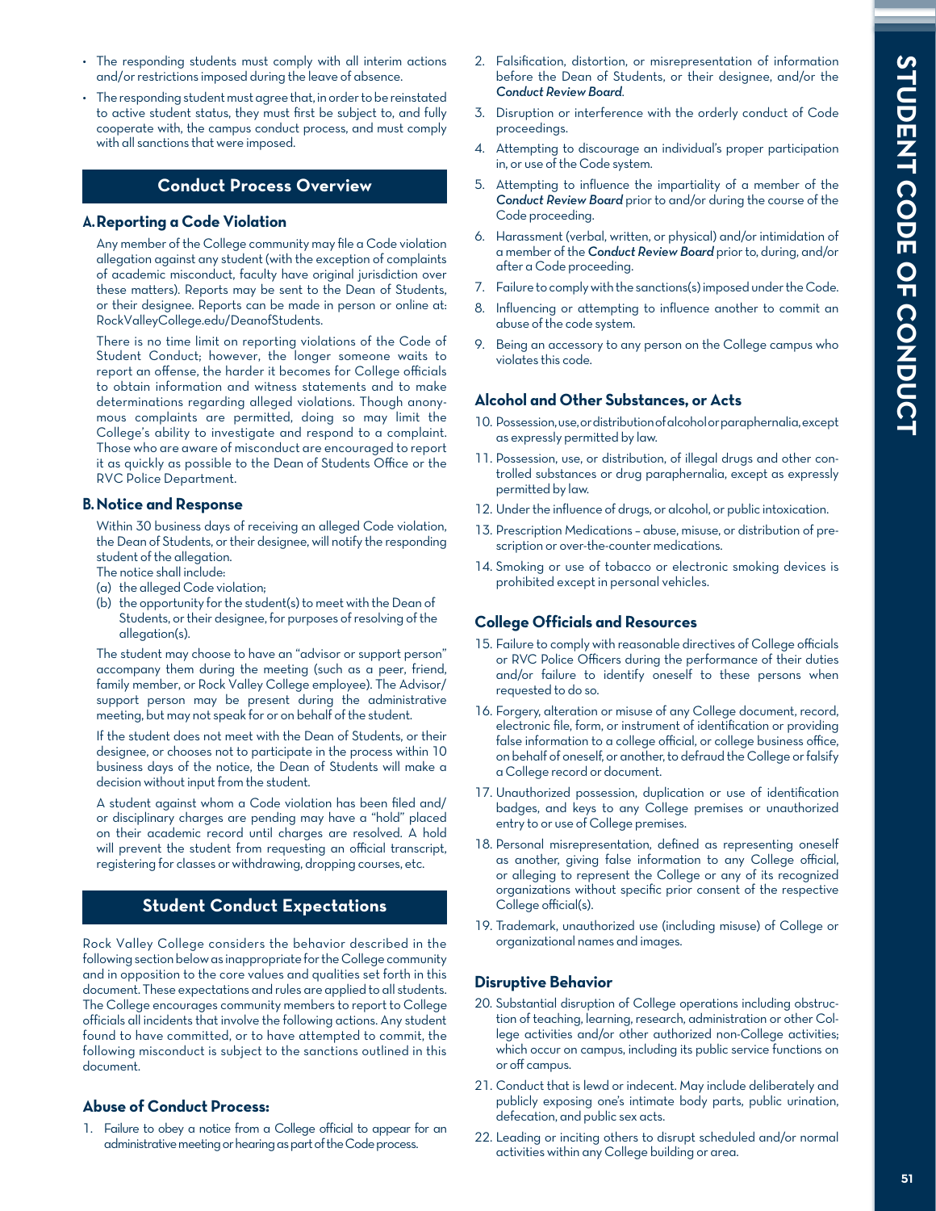- The responding students must comply with all interim actions and/or restrictions imposed during the leave of absence.
- The responding student must agree that, in order to be reinstated to active student status, they must first be subject to, and fully cooperate with, the campus conduct process, and must comply with all sanctions that were imposed.

## Conduct Process Overview

### A. Reporting a Code Violation

Any member of the College community may file a Code violation allegation against any student (with the exception of complaints of academic misconduct, faculty have original jurisdiction over these matters). Reports may be sent to the Dean of Students, or their designee. Reports can be made in person or online at: RockValleyCollege.edu/DeanofStudents.

There is no time limit on reporting violations of the Code of Student Conduct; however, the longer someone waits to report an offense, the harder it becomes for College officials to obtain information and witness statements and to make determinations regarding alleged violations. Though anonymous complaints are permitted, doing so may limit the College's ability to investigate and respond to a complaint. Those who are aware of misconduct are encouraged to report it as quickly as possible to the Dean of Students Office or the RVC Police Department.

### B. Notice and Response

Within 30 business days of receiving an alleged Code violation, the Dean of Students, or their designee, will notify the responding student of the allegation.

The notice shall include:

(a) the alleged Code violation;

(b) the opportunity for the student(s) to meet with the Dean of Students, or their designee, for purposes of resolving of the allegation(s).

The student may choose to have an "advisor or support person" accompany them during the meeting (such as a peer, friend, family member, or Rock Valley College employee). The Advisor/support person may be present during the administrative meeting, but may not speak for or on behalf of the student.

If the student does not meet with the Dean of Students, or their designee, or chooses not to participate in the process within 10 business days of the notice, the Dean of Students will make a decision without input from the student.

A student against whom a Code violation has been filed and/or disciplinary charges are pending may have a "hold" placed on their academic record until charges are resolved. A hold will prevent the student from requesting an official transcript, registering for classes or withdrawing, dropping courses, etc.

## Student Conduct Expectations

Rock Valley College considers the behavior described in the following section below as inappropriate for the College community and in opposition to the core values and qualities set forth in this document. These expectations and rules are applied to all students. The College encourages community members to report to College officials all incidents that involve the following actions. Any student found to have committed, or to have attempted to commit, the following misconduct is subject to the sanctions outlined in this document.

### Abuse of Conduct Process:

1. Failure to obey a notice from a College official to appear for an administrative meeting or hearing as part of the Code process.
2. Falsification, distortion, or misrepresentation of information before the Dean of Students, or their designee, and/or the ***Conduct Review Board***.
3. Disruption or interference with the orderly conduct of Code proceedings.
4. Attempting to discourage an individual's proper participation in, or use of the Code system.
5. Attempting to influence the impartiality of a member of the ***Conduct Review Board*** prior to and/or during the course of the Code proceeding.
6. Harassment (verbal, written, or physical) and/or intimidation of a member of the ***Conduct Review Board*** prior to, during, and/or after a Code proceeding.
7. Failure to comply with the sanctions(s) imposed under the Code.
8. Influencing or attempting to influence another to commit an abuse of the code system.
9. Being an accessory to any person on the College campus who violates this code.

### Alcohol and Other Substances, or Acts

10. Possession, use, or distribution of alcohol or paraphernalia, except as expressly permitted by law.
11. Possession, use, or distribution, of illegal drugs and other controlled substances or drug paraphernalia, except as expressly permitted by law.
12. Under the influence of drugs, or alcohol, or public intoxication.
13. Prescription Medications – abuse, misuse, or distribution of prescription or over-the-counter medications.
14. Smoking or use of tobacco or electronic smoking devices is prohibited except in personal vehicles.

### College Officials and Resources

15. Failure to comply with reasonable directives of College officials or RVC Police Officers during the performance of their duties and/or failure to identify oneself to these persons when requested to do so.
16. Forgery, alteration or misuse of any College document, record, electronic file, form, or instrument of identification or providing false information to a college official, or college business office, on behalf of oneself, or another, to defraud the College or falsify a College record or document.
17. Unauthorized possession, duplication or use of identification badges, and keys to any College premises or unauthorized entry to or use of College premises.
18. Personal misrepresentation, defined as representing oneself as another, giving false information to any College official, or alleging to represent the College or any of its recognized organizations without specific prior consent of the respective College official(s).
19. Trademark, unauthorized use (including misuse) of College or organizational names and images.

### Disruptive Behavior

20. Substantial disruption of College operations including obstruction of teaching, learning, research, administration or other College activities and/or other authorized non-College activities; which occur on campus, including its public service functions on or off campus.
21. Conduct that is lewd or indecent. May include deliberately and publicly exposing one's intimate body parts, public urination, defecation, and public sex acts.
22. Leading or inciting others to disrupt scheduled and/or normal activities within any College building or area.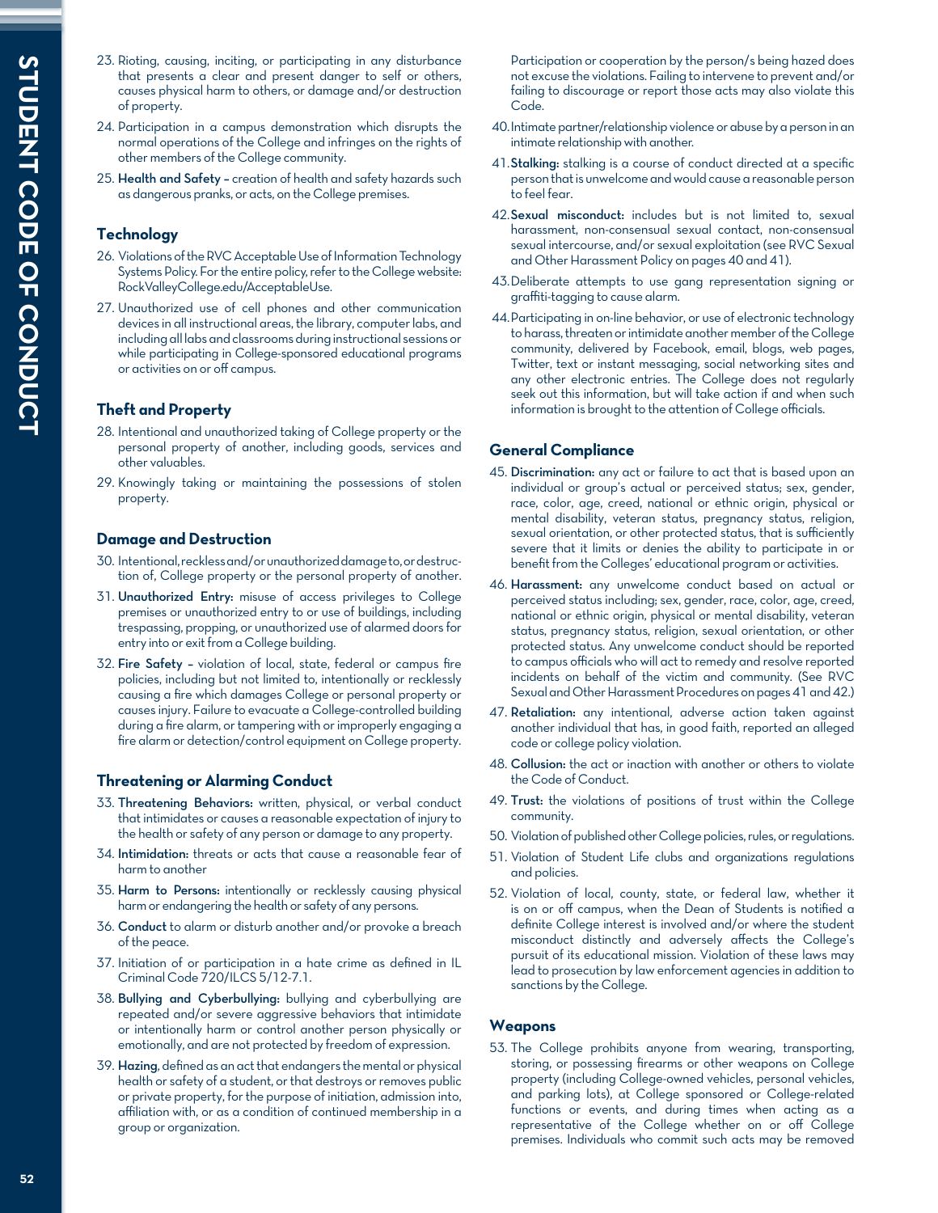23. Rioting, causing, inciting, or participating in any disturbance that presents a clear and present danger to self or others, causes physical harm to others, or damage and/or destruction of property.
24. Participation in a campus demonstration which disrupts the normal operations of the College and infringes on the rights of other members of the College community.
25. **Health and Safety** – creation of health and safety hazards such as dangerous pranks, or acts, on the College premises.

### Technology

26. Violations of the RVC Acceptable Use of Information Technology Systems Policy. For the entire policy, refer to the College website: RockValleyCollege.edu/AcceptableUse.
27. Unauthorized use of cell phones and other communication devices in all instructional areas, the library, computer labs, and including all labs and classrooms during instructional sessions or while participating in College-sponsored educational programs or activities on or off campus.

### Theft and Property

28. Intentional and unauthorized taking of College property or the personal property of another, including goods, services and other valuables.
29. Knowingly taking or maintaining the possessions of stolen property.

### Damage and Destruction

30. Intentional, reckless and/or unauthorized damage to, or destruction of, College property or the personal property of another.
31. **Unauthorized Entry:** misuse of access privileges to College premises or unauthorized entry to or use of buildings, including trespassing, propping, or unauthorized use of alarmed doors for entry into or exit from a College building.
32. **Fire Safety** – violation of local, state, federal or campus fire policies, including but not limited to, intentionally or recklessly causing a fire which damages College or personal property or causes injury. Failure to evacuate a College-controlled building during a fire alarm, or tampering with or improperly engaging a fire alarm or detection/control equipment on College property.

### Threatening or Alarming Conduct

33. **Threatening Behaviors:** written, physical, or verbal conduct that intimidates or causes a reasonable expectation of injury to the health or safety of any person or damage to any property.
34. **Intimidation:** threats or acts that cause a reasonable fear of harm to another
35. **Harm to Persons:** intentionally or recklessly causing physical harm or endangering the health or safety of any persons.
36. **Conduct** to alarm or disturb another and/or provoke a breach of the peace.
37. Initiation of or participation in a hate crime as defined in IL Criminal Code 720/ILCS 5/12-7.1.
38. **Bullying and Cyberbullying:** bullying and cyberbullying are repeated and/or severe aggressive behaviors that intimidate or intentionally harm or control another person physically or emotionally, and are not protected by freedom of expression.
39. **Hazing**, defined as an act that endangers the mental or physical health or safety of a student, or that destroys or removes public or private property, for the purpose of initiation, admission into, affiliation with, or as a condition of continued membership in a group or organization.

    Participation or cooperation by the person/s being hazed does not excuse the violations. Failing to intervene to prevent and/or failing to discourage or report those acts may also violate this Code.
40. Intimate partner/relationship violence or abuse by a person in an intimate relationship with another.
41. **Stalking:** stalking is a course of conduct directed at a specific person that is unwelcome and would cause a reasonable person to feel fear.
42. **Sexual misconduct:** includes but is not limited to, sexual harassment, non-consensual sexual contact, non-consensual sexual intercourse, and/or sexual exploitation (see RVC Sexual and Other Harassment Policy on pages 40 and 41).
43. Deliberate attempts to use gang representation signing or graffiti-tagging to cause alarm.
44. Participating in on-line behavior, or use of electronic technology to harass, threaten or intimidate another member of the College community, delivered by Facebook, email, blogs, web pages, Twitter, text or instant messaging, social networking sites and any other electronic entries. The College does not regularly seek out this information, but will take action if and when such information is brought to the attention of College officials.

### General Compliance

45. **Discrimination:** any act or failure to act that is based upon an individual or group's actual or perceived status; sex, gender, race, color, age, creed, national or ethnic origin, physical or mental disability, veteran status, pregnancy status, religion, sexual orientation, or other protected status, that is sufficiently severe that it limits or denies the ability to participate in or benefit from the Colleges' educational program or activities.
46. **Harassment:** any unwelcome conduct based on actual or perceived status including; sex, gender, race, color, age, creed, national or ethnic origin, physical or mental disability, veteran status, pregnancy status, religion, sexual orientation, or other protected status. Any unwelcome conduct should be reported to campus officials who will act to remedy and resolve reported incidents on behalf of the victim and community. (See RVC Sexual and Other Harassment Procedures on pages 41 and 42.)
47. **Retaliation:** any intentional, adverse action taken against another individual that has, in good faith, reported an alleged code or college policy violation.
48. **Collusion:** the act or inaction with another or others to violate the Code of Conduct.
49. **Trust:** the violations of positions of trust within the College community.
50. Violation of published other College policies, rules, or regulations.
51. Violation of Student Life clubs and organizations regulations and policies.
52. Violation of local, county, state, or federal law, whether it is on or off campus, when the Dean of Students is notified a definite College interest is involved and/or where the student misconduct distinctly and adversely affects the College's pursuit of its educational mission. Violation of these laws may lead to prosecution by law enforcement agencies in addition to sanctions by the College.

### Weapons

53. The College prohibits anyone from wearing, transporting, storing, or possessing firearms or other weapons on College property (including College-owned vehicles, personal vehicles, and parking lots), at College sponsored or College-related functions or events, and during times when acting as a representative of the College whether on or off College premises. Individuals who commit such acts may be removed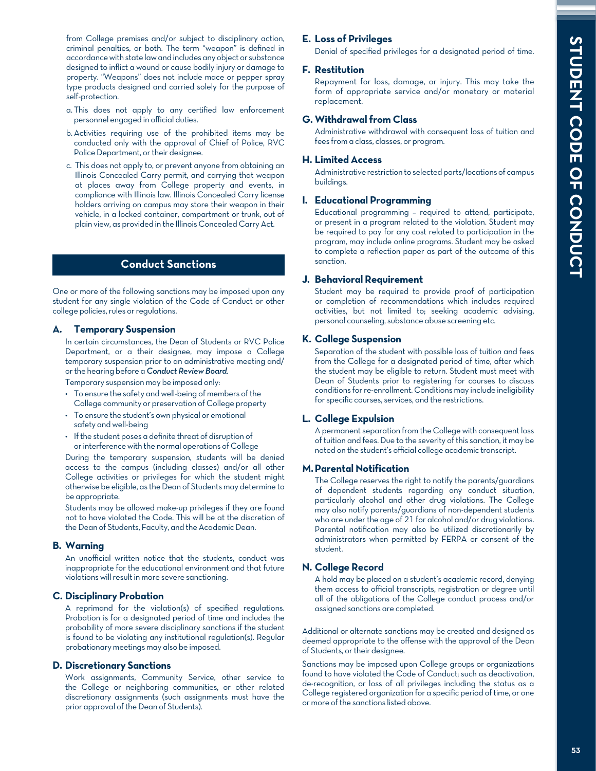from College premises and/or subject to disciplinary action, criminal penalties, or both. The term "weapon" is defined in accordance with state law and includes any object or substance designed to inflict a wound or cause bodily injury or damage to property. "Weapons" does not include mace or pepper spray type products designed and carried solely for the purpose of self-protection.

a. This does not apply to any certified law enforcement personnel engaged in official duties.

b. Activities requiring use of the prohibited items may be conducted only with the approval of Chief of Police, RVC Police Department, or their designee.

c. This does not apply to, or prevent anyone from obtaining an Illinois Concealed Carry permit, and carrying that weapon at places away from College property and events, in compliance with Illinois law. Illinois Concealed Carry license holders arriving on campus may store their weapon in their vehicle, in a locked container, compartment or trunk, out of plain view, as provided in the Illinois Concealed Carry Act.

## Conduct Sanctions

One or more of the following sanctions may be imposed upon any student for any single violation of the Code of Conduct or other college policies, rules or regulations.

### A. Temporary Suspension

In certain circumstances, the Dean of Students or RVC Police Department, or a their designee, may impose a College temporary suspension prior to an administrative meeting and/or the hearing before a ***Conduct Review Board***.

Temporary suspension may be imposed only:

- To ensure the safety and well-being of members of the College community or preservation of College property
- To ensure the student's own physical or emotional safety and well-being
- If the student poses a definite threat of disruption of or interference with the normal operations of College

During the temporary suspension, students will be denied access to the campus (including classes) and/or all other College activities or privileges for which the student might otherwise be eligible, as the Dean of Students may determine to be appropriate.

Students may be allowed make-up privileges if they are found not to have violated the Code. This will be at the discretion of the Dean of Students, Faculty, and the Academic Dean.

### B. Warning

An unofficial written notice that the students, conduct was inappropriate for the educational environment and that future violations will result in more severe sanctioning.

### C. Disciplinary Probation

A reprimand for the violation(s) of specified regulations. Probation is for a designated period of time and includes the probability of more severe disciplinary sanctions if the student is found to be violating any institutional regulation(s). Regular probationary meetings may also be imposed.

### D. Discretionary Sanctions

Work assignments, Community Service, other service to the College or neighboring communities, or other related discretionary assignments (such assignments must have the prior approval of the Dean of Students).

### E. Loss of Privileges

Denial of specified privileges for a designated period of time.

### F. Restitution

Repayment for loss, damage, or injury. This may take the form of appropriate service and/or monetary or material replacement.

### G. Withdrawal from Class

Administrative withdrawal with consequent loss of tuition and fees from a class, classes, or program.

### H. Limited Access

Administrative restriction to selected parts/locations of campus buildings.

### I. Educational Programming

Educational programming – required to attend, participate, or present in a program related to the violation. Student may be required to pay for any cost related to participation in the program, may include online programs. Student may be asked to complete a reflection paper as part of the outcome of this sanction.

### J. Behavioral Requirement

Student may be required to provide proof of participation or completion of recommendations which includes required activities, but not limited to; seeking academic advising, personal counseling, substance abuse screening etc.

### K. College Suspension

Separation of the student with possible loss of tuition and fees from the College for a designated period of time, after which the student may be eligible to return. Student must meet with Dean of Students prior to registering for courses to discuss conditions for re-enrollment. Conditions may include ineligibility for specific courses, services, and the restrictions.

### L. College Expulsion

A permanent separation from the College with consequent loss of tuition and fees. Due to the severity of this sanction, it may be noted on the student's official college academic transcript.

### M. Parental Notification

The College reserves the right to notify the parents/guardians of dependent students regarding any conduct situation, particularly alcohol and other drug violations. The College may also notify parents/guardians of non-dependent students who are under the age of 21 for alcohol and/or drug violations. Parental notification may also be utilized discretionarily by administrators when permitted by FERPA or consent of the student.

### N. College Record

A hold may be placed on a student's academic record, denying them access to official transcripts, registration or degree until all of the obligations of the College conduct process and/or assigned sanctions are completed.

Additional or alternate sanctions may be created and designed as deemed appropriate to the offense with the approval of the Dean of Students, or their designee.

Sanctions may be imposed upon College groups or organizations found to have violated the Code of Conduct; such as deactivation, de-recognition, or loss of all privileges including the status as a College registered organization for a specific period of time, or one or more of the sanctions listed above.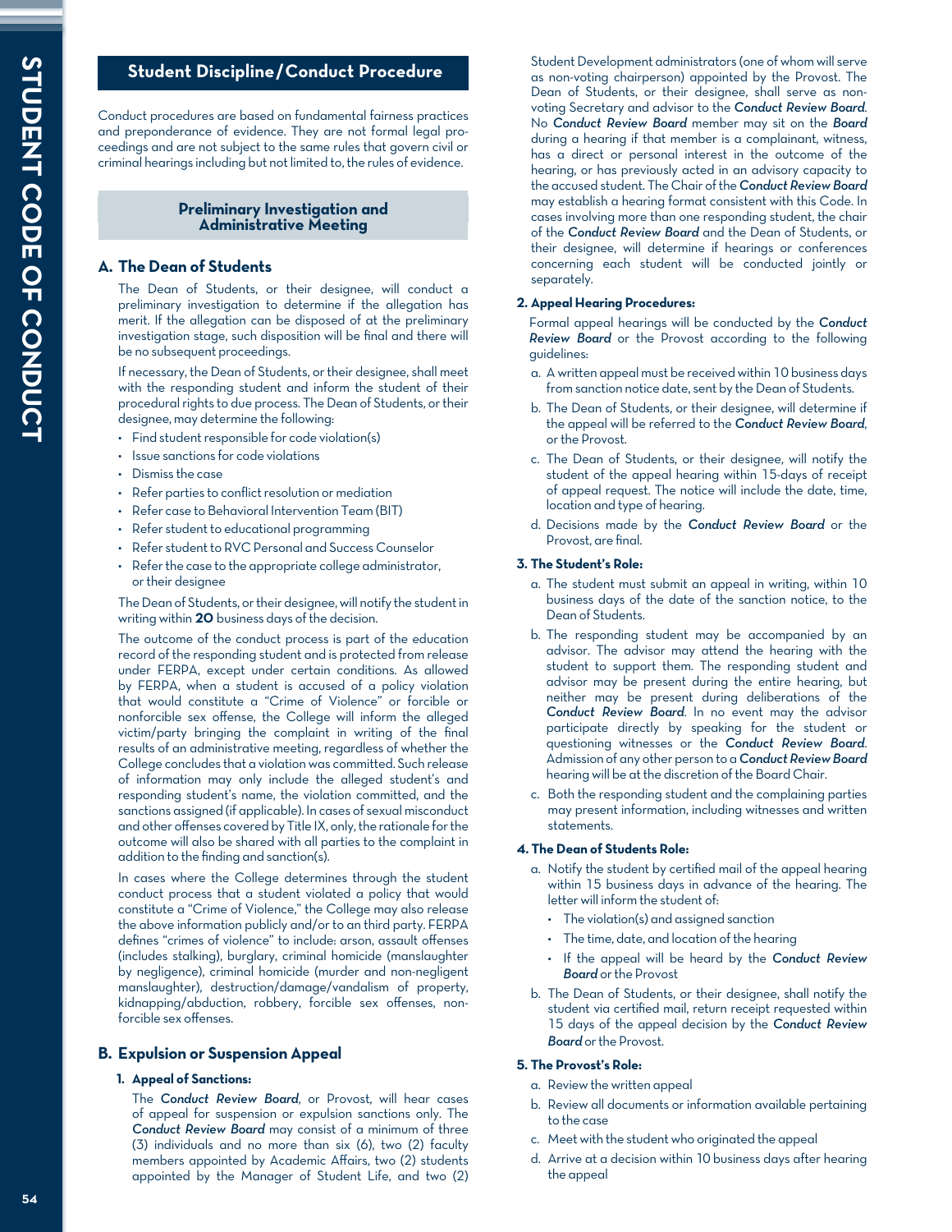## Student Discipline/Conduct Procedure

Conduct procedures are based on fundamental fairness practices and preponderance of evidence. They are not formal legal proceedings and are not subject to the same rules that govern civil or criminal hearings including but not limited to, the rules of evidence.

### Preliminary Investigation and Administrative Meeting

### A. The Dean of Students

The Dean of Students, or their designee, will conduct a preliminary investigation to determine if the allegation has merit. If the allegation can be disposed of at the preliminary investigation stage, such disposition will be final and there will be no subsequent proceedings.

If necessary, the Dean of Students, or their designee, shall meet with the responding student and inform the student of their procedural rights to due process. The Dean of Students, or their designee, may determine the following:

- Find student responsible for code violation(s)
- Issue sanctions for code violations
- Dismiss the case
- Refer parties to conflict resolution or mediation
- Refer case to Behavioral Intervention Team (BIT)
- Refer student to educational programming
- Refer student to RVC Personal and Success Counselor
- Refer the case to the appropriate college administrator, or their designee

The Dean of Students, or their designee, will notify the student in writing within **20** business days of the decision.

The outcome of the conduct process is part of the education record of the responding student and is protected from release under FERPA, except under certain conditions. As allowed by FERPA, when a student is accused of a policy violation that would constitute a "Crime of Violence" or forcible or nonforcible sex offense, the College will inform the alleged victim/party bringing the complaint in writing of the final results of an administrative meeting, regardless of whether the College concludes that a violation was committed. Such release of information may only include the alleged student's and responding student's name, the violation committed, and the sanctions assigned (if applicable). In cases of sexual misconduct and other offenses covered by Title IX, only, the rationale for the outcome will also be shared with all parties to the complaint in addition to the finding and sanction(s).

In cases where the College determines through the student conduct process that a student violated a policy that would constitute a "Crime of Violence," the College may also release the above information publicly and/or to an third party. FERPA defines "crimes of violence" to include: arson, assault offenses (includes stalking), burglary, criminal homicide (manslaughter by negligence), criminal homicide (murder and non-negligent manslaughter), destruction/damage/vandalism of property, kidnapping/abduction, robbery, forcible sex offenses, non-forcible sex offenses.

### B. Expulsion or Suspension Appeal

#### 1. Appeal of Sanctions:

The ***Conduct Review Board***, or Provost, will hear cases of appeal for suspension or expulsion sanctions only. The ***Conduct Review Board*** may consist of a minimum of three (3) individuals and no more than six (6), two (2) faculty members appointed by Academic Affairs, two (2) students appointed by the Manager of Student Life, and two (2) Student Development administrators (one of whom will serve as non-voting chairperson) appointed by the Provost. The Dean of Students, or their designee, shall serve as non-voting Secretary and advisor to the ***Conduct Review Board***. No ***Conduct Review Board*** member may sit on the ***Board*** during a hearing if that member is a complainant, witness, has a direct or personal interest in the outcome of the hearing, or has previously acted in an advisory capacity to the accused student. The Chair of the ***Conduct Review Board*** may establish a hearing format consistent with this Code. In cases involving more than one responding student, the chair of the ***Conduct Review Board*** and the Dean of Students, or their designee, will determine if hearings or conferences concerning each student will be conducted jointly or separately.

#### 2. Appeal Hearing Procedures:

Formal appeal hearings will be conducted by the ***Conduct Review Board*** or the Provost according to the following guidelines:

a. A written appeal must be received within 10 business days from sanction notice date, sent by the Dean of Students.

b. The Dean of Students, or their designee, will determine if the appeal will be referred to the ***Conduct Review Board***, or the Provost.

c. The Dean of Students, or their designee, will notify the student of the appeal hearing within 15-days of receipt of appeal request. The notice will include the date, time, location and type of hearing.

d. Decisions made by the ***Conduct Review Board*** or the Provost, are final.

#### 3. The Student's Role:

a. The student must submit an appeal in writing, within 10 business days of the date of the sanction notice, to the Dean of Students.

b. The responding student may be accompanied by an advisor. The advisor may attend the hearing with the student to support them. The responding student and advisor may be present during the entire hearing, but neither may be present during deliberations of the ***Conduct Review Board***. In no event may the advisor participate directly by speaking for the student or questioning witnesses or the ***Conduct Review Board***. Admission of any other person to a ***Conduct Review Board*** hearing will be at the discretion of the Board Chair.

c. Both the responding student and the complaining parties may present information, including witnesses and written statements.

#### 4. The Dean of Students Role:

a. Notify the student by certified mail of the appeal hearing within 15 business days in advance of the hearing. The letter will inform the student of:
   - The violation(s) and assigned sanction
   - The time, date, and location of the hearing
   - If the appeal will be heard by the ***Conduct Review Board*** or the Provost

b. The Dean of Students, or their designee, shall notify the student via certified mail, return receipt requested within 15 days of the appeal decision by the ***Conduct Review Board*** or the Provost.

#### 5. The Provost's Role:

a. Review the written appeal

b. Review all documents or information available pertaining to the case

c. Meet with the student who originated the appeal

d. Arrive at a decision within 10 business days after hearing the appeal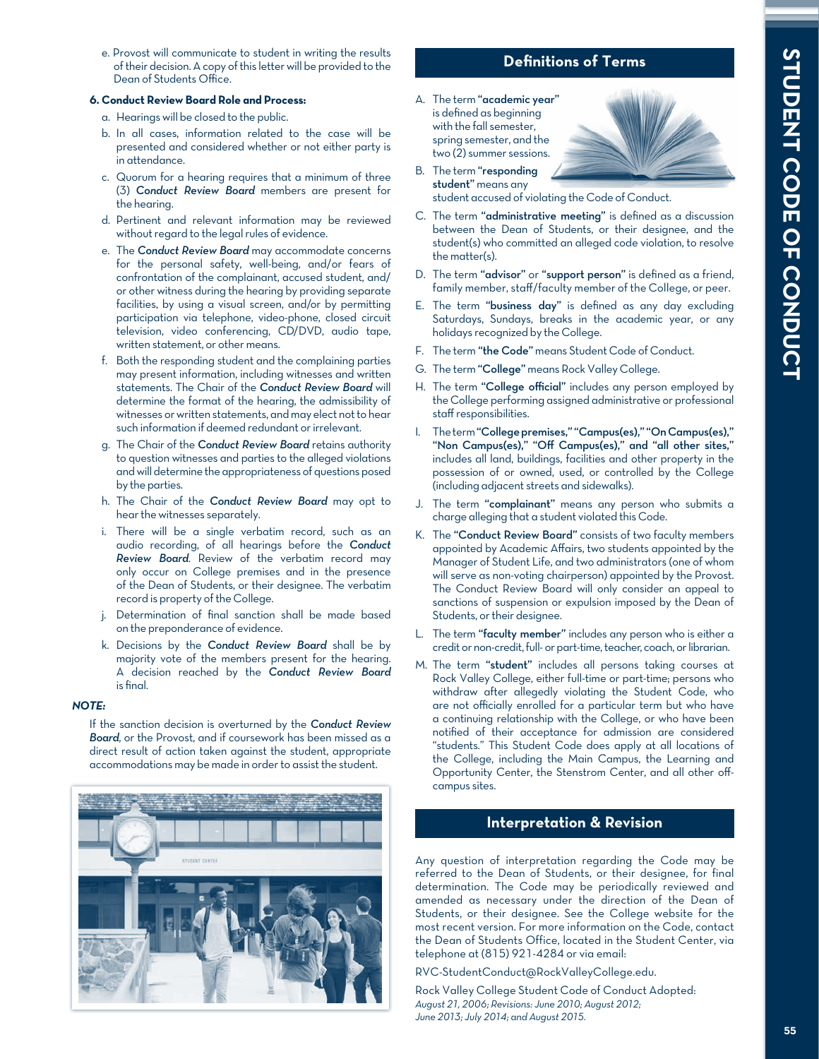e. Provost will communicate to student in writing the results of their decision. A copy of this letter will be provided to the Dean of Students Office.

**6. Conduct Review Board Role and Process:**

a. Hearings will be closed to the public.

b. In all cases, information related to the case will be presented and considered whether or not either party is in attendance.

c. Quorum for a hearing requires that a minimum of three (3) ***Conduct Review Board*** members are present for the hearing.

d. Pertinent and relevant information may be reviewed without regard to the legal rules of evidence.

e. The ***Conduct Review Board*** may accommodate concerns for the personal safety, well-being, and/or fears of confrontation of the complainant, accused student, and/or other witness during the hearing by providing separate facilities, by using a visual screen, and/or by permitting participation via telephone, video-phone, closed circuit television, video conferencing, CD/DVD, audio tape, written statement, or other means.

f. Both the responding student and the complaining parties may present information, including witnesses and written statements. The Chair of the ***Conduct Review Board*** will determine the format of the hearing, the admissibility of witnesses or written statements, and may elect not to hear such information if deemed redundant or irrelevant.

g. The Chair of the ***Conduct Review Board*** retains authority to question witnesses and parties to the alleged violations and will determine the appropriateness of questions posed by the parties.

h. The Chair of the ***Conduct Review Board*** may opt to hear the witnesses separately.

i. There will be a single verbatim record, such as an audio recording, of all hearings before the ***Conduct Review Board***. Review of the verbatim record may only occur on College premises and in the presence of the Dean of Students, or their designee. The verbatim record is property of the College.

j. Determination of final sanction shall be made based on the preponderance of evidence.

k. Decisions by the ***Conduct Review Board*** shall be by majority vote of the members present for the hearing. A decision reached by the ***Conduct Review Board*** is final.

***NOTE:***

If the sanction decision is overturned by the ***Conduct Review Board***, or the Provost, and if coursework has been missed as a direct result of action taken against the student, appropriate accommodations may be made in order to assist the student.

## Definitions of Terms

A. The term **"academic year"** is defined as beginning with the fall semester, spring semester, and the two (2) summer sessions.

B. The term **"responding student"** means any student accused of violating the Code of Conduct.

C. The term **"administrative meeting"** is defined as a discussion between the Dean of Students, or their designee, and the student(s) who committed an alleged code violation, to resolve the matter(s).

D. The term **"advisor"** or **"support person"** is defined as a friend, family member, staff/faculty member of the College, or peer.

E. The term **"business day"** is defined as any day excluding Saturdays, Sundays, breaks in the academic year, or any holidays recognized by the College.

F. The term **"the Code"** means Student Code of Conduct.

G. The term **"College"** means Rock Valley College.

H. The term **"College official"** includes any person employed by the College performing assigned administrative or professional staff responsibilities.

I. The term **"College premises," "Campus(es)," "On Campus(es)," "Non Campus(es)," "Off Campus(es)," and "all other sites,"** includes all land, buildings, facilities and other property in the possession of or owned, used, or controlled by the College (including adjacent streets and sidewalks).

J. The term **"complainant"** means any person who submits a charge alleging that a student violated this Code.

K. The **"Conduct Review Board"** consists of two faculty members appointed by Academic Affairs, two students appointed by the Manager of Student Life, and two administrators (one of whom will serve as non-voting chairperson) appointed by the Provost. The Conduct Review Board will only consider an appeal to sanctions of suspension or expulsion imposed by the Dean of Students, or their designee.

L. The term **"faculty member"** includes any person who is either a credit or non-credit, full- or part-time, teacher, coach, or librarian.

M. The term **"student"** includes all persons taking courses at Rock Valley College, either full-time or part-time; persons who withdraw after allegedly violating the Student Code, who are not officially enrolled for a particular term but who have a continuing relationship with the College, or who have been notified of their acceptance for admission are considered "students." This Student Code does apply at all locations of the College, including the Main Campus, the Learning and Opportunity Center, the Stenstrom Center, and all other off-campus sites.

## Interpretation & Revision

Any question of interpretation regarding the Code may be referred to the Dean of Students, or their designee, for final determination. The Code may be periodically reviewed and amended as necessary under the direction of the Dean of Students, or their designee. See the College website for the most recent version. For more information on the Code, contact the Dean of Students Office, located in the Student Center, via telephone at (815) 921-4284 or via email:

RVC-StudentConduct@RockValleyCollege.edu.

Rock Valley College Student Code of Conduct Adopted: *August 21, 2006; Revisions: June 2010; August 2012; June 2013; July 2014; and August 2015.*